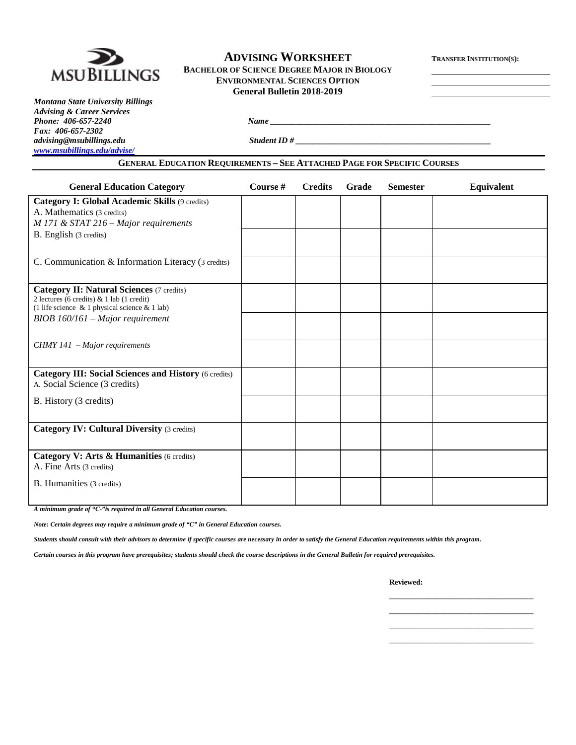MSU BILLINGS

# ADVISING WORKSHEET

**BACHELOR OF SCIENCE DEGREE MAJOR IN BIOLOGY**
**ENVIRONMENTAL SCIENCES OPTION**
**General Bulletin 2018-2019**

**TRANSFER INSTITUTION(S):**

______________________
______________________
______________________

***Montana State University Billings***
***Advising & Career Services***
***Phone: 406-657-2240***
***Fax: 406-657-2302***
***advising@msubillings.edu***
***www.msubillings.edu/advise/***

***Name*** ______________________________________________

***Student ID #*** ______________________________________________

**GENERAL EDUCATION REQUIREMENTS – SEE ATTACHED PAGE FOR SPECIFIC COURSES**

| General Education Category | Course # | Credits | Grade | Semester | Equivalent |
|---|---|---|---|---|---|
| **Category I: Global Academic Skills** (9 credits)<br>A. Mathematics (3 credits)<br>*M 171 & STAT 216 – Major requirements* | | | | | |
| B. English (3 credits) | | | | | |
| C. Communication & Information Literacy (3 credits) | | | | | |
| **Category II: Natural Sciences** (7 credits)<br>2 lectures (6 credits) & 1 lab (1 credit)<br>(1 life science & 1 physical science & 1 lab) | | | | | |
| *BIOB 160/161 – Major requirement* | | | | | |
| *CHMY 141 – Major requirements* | | | | | |
| **Category III: Social Sciences and History** (6 credits)<br>A. Social Science (3 credits) | | | | | |
| B. History (3 credits) | | | | | |
| **Category IV: Cultural Diversity** (3 credits) | | | | | |
| **Category V: Arts & Humanities** (6 credits)<br>A. Fine Arts (3 credits) | | | | | |
| B. Humanities (3 credits) | | | | | |

***A minimum grade of "C-"is required in all General Education courses.***

***Note: Certain degrees may require a minimum grade of "C" in General Education courses.***

***Students should consult with their advisors to determine if specific courses are necessary in order to satisfy the General Education requirements within this program.***

***Certain courses in this program have prerequisites; students should check the course descriptions in the General Bulletin for required prerequisites.***

**Reviewed:**

______________________________
______________________________
______________________________
______________________________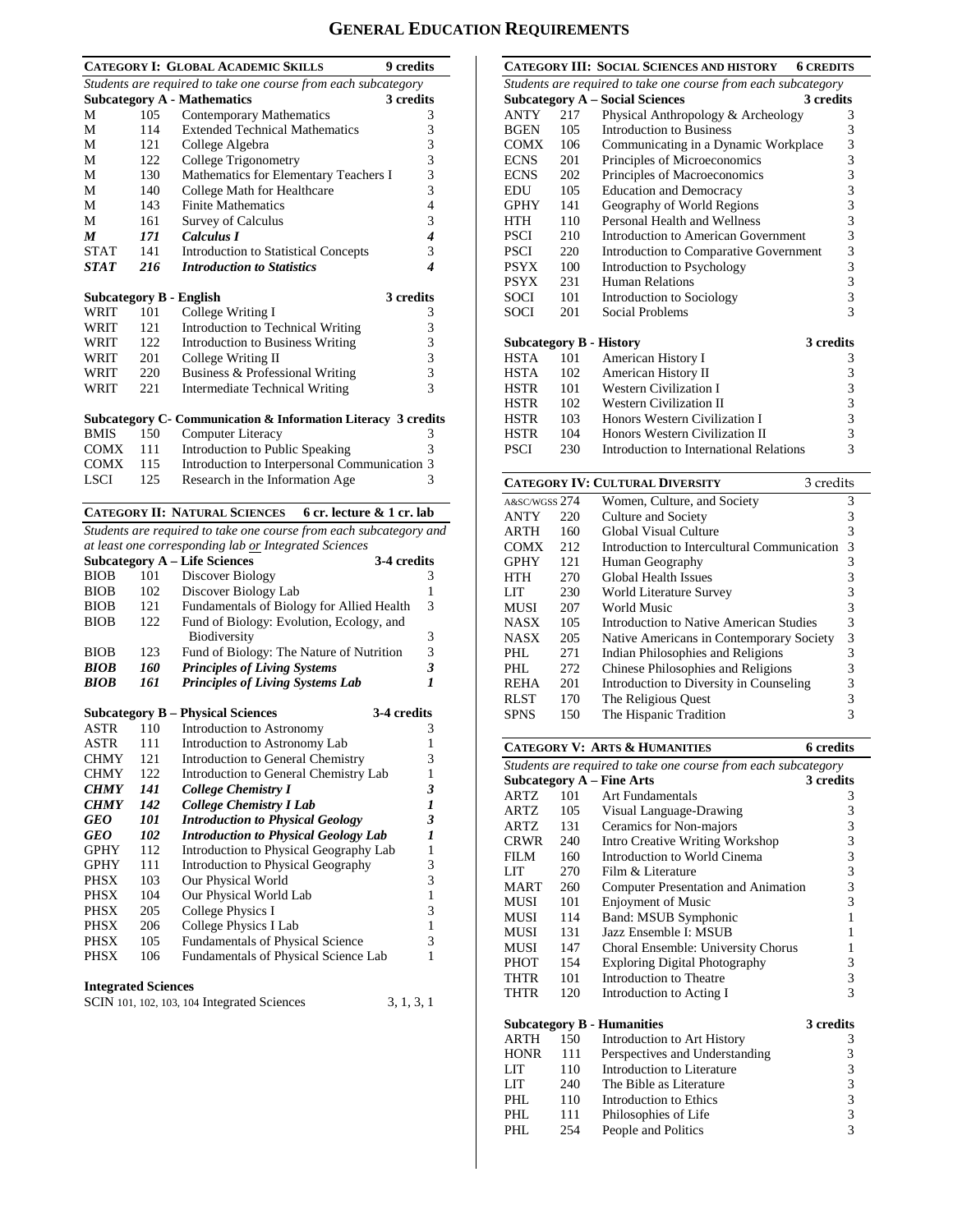# GENERAL EDUCATION REQUIREMENTS

## CATEGORY I: GLOBAL ACADEMIC SKILLS — 9 credits

*Students are required to take one course from each subcategory*

### Subcategory A - Mathematics — 3 credits

| | | | |
|---|---|---|---|
| M | 105 | Contemporary Mathematics | 3 |
| M | 114 | Extended Technical Mathematics | 3 |
| M | 121 | College Algebra | 3 |
| M | 122 | College Trigonometry | 3 |
| M | 130 | Mathematics for Elementary Teachers I | 3 |
| M | 140 | College Math for Healthcare | 3 |
| M | 143 | Finite Mathematics | 4 |
| M | 161 | Survey of Calculus | 3 |
| ***M*** | ***171*** | ***Calculus I*** | ***4*** |
| STAT | 141 | Introduction to Statistical Concepts | 3 |
| ***STAT*** | ***216*** | ***Introduction to Statistics*** | ***4*** |

### Subcategory B - English — 3 credits

| | | | |
|---|---|---|---|
| WRIT | 101 | College Writing I | 3 |
| WRIT | 121 | Introduction to Technical Writing | 3 |
| WRIT | 122 | Introduction to Business Writing | 3 |
| WRIT | 201 | College Writing II | 3 |
| WRIT | 220 | Business & Professional Writing | 3 |
| WRIT | 221 | Intermediate Technical Writing | 3 |

### Subcategory C- Communication & Information Literacy — 3 credits

| | | | |
|---|---|---|---|
| BMIS | 150 | Computer Literacy | 3 |
| COMX | 111 | Introduction to Public Speaking | 3 |
| COMX | 115 | Introduction to Interpersonal Communication | 3 |
| LSCI | 125 | Research in the Information Age | 3 |

## CATEGORY II: NATURAL SCIENCES — 6 cr. lecture & 1 cr. lab

*Students are required to take one course from each subcategory and at least one corresponding lab or Integrated Sciences*

### Subcategory A – Life Sciences — 3-4 credits

| | | | |
|---|---|---|---|
| BIOB | 101 | Discover Biology | 3 |
| BIOB | 102 | Discover Biology Lab | 1 |
| BIOB | 121 | Fundamentals of Biology for Allied Health | 3 |
| BIOB | 122 | Fund of Biology: Evolution, Ecology, and Biodiversity | 3 |
| BIOB | 123 | Fund of Biology: The Nature of Nutrition | 3 |
| ***BIOB*** | ***160*** | ***Principles of Living Systems*** | ***3*** |
| ***BIOB*** | ***161*** | ***Principles of Living Systems Lab*** | ***1*** |

### Subcategory B – Physical Sciences — 3-4 credits

| | | | |
|---|---|---|---|
| ASTR | 110 | Introduction to Astronomy | 3 |
| ASTR | 111 | Introduction to Astronomy Lab | 1 |
| CHMY | 121 | Introduction to General Chemistry | 3 |
| CHMY | 122 | Introduction to General Chemistry Lab | 1 |
| ***CHMY*** | ***141*** | ***College Chemistry I*** | ***3*** |
| ***CHMY*** | ***142*** | ***College Chemistry I Lab*** | ***1*** |
| ***GEO*** | ***101*** | ***Introduction to Physical Geology*** | ***3*** |
| ***GEO*** | ***102*** | ***Introduction to Physical Geology Lab*** | ***1*** |
| GPHY | 112 | Introduction to Physical Geography Lab | 1 |
| GPHY | 111 | Introduction to Physical Geography | 3 |
| PHSX | 103 | Our Physical World | 3 |
| PHSX | 104 | Our Physical World Lab | 1 |
| PHSX | 205 | College Physics I | 3 |
| PHSX | 206 | College Physics I Lab | 1 |
| PHSX | 105 | Fundamentals of Physical Science | 3 |
| PHSX | 106 | Fundamentals of Physical Science Lab | 1 |

### Integrated Sciences

SCIN 101, 102, 103, 104 Integrated Sciences — 3, 1, 3, 1

## CATEGORY III: SOCIAL SCIENCES AND HISTORY — 6 CREDITS

*Students are required to take one course from each subcategory*

### Subcategory A – Social Sciences — 3 credits

| | | | |
|---|---|---|---|
| ANTY | 217 | Physical Anthropology & Archeology | 3 |
| BGEN | 105 | Introduction to Business | 3 |
| COMX | 106 | Communicating in a Dynamic Workplace | 3 |
| ECNS | 201 | Principles of Microeconomics | 3 |
| ECNS | 202 | Principles of Macroeconomics | 3 |
| EDU | 105 | Education and Democracy | 3 |
| GPHY | 141 | Geography of World Regions | 3 |
| HTH | 110 | Personal Health and Wellness | 3 |
| PSCI | 210 | Introduction to American Government | 3 |
| PSCI | 220 | Introduction to Comparative Government | 3 |
| PSYX | 100 | Introduction to Psychology | 3 |
| PSYX | 231 | Human Relations | 3 |
| SOCI | 101 | Introduction to Sociology | 3 |
| SOCI | 201 | Social Problems | 3 |

### Subcategory B - History — 3 credits

| | | | |
|---|---|---|---|
| HSTA | 101 | American History I | 3 |
| HSTA | 102 | American History II | 3 |
| HSTR | 101 | Western Civilization I | 3 |
| HSTR | 102 | Western Civilization II | 3 |
| HSTR | 103 | Honors Western Civilization I | 3 |
| HSTR | 104 | Honors Western Civilization II | 3 |
| PSCI | 230 | Introduction to International Relations | 3 |

## CATEGORY IV: CULTURAL DIVERSITY — 3 credits

| | | | |
|---|---|---|---|
| A&SC/WGSS | 274 | Women, Culture, and Society | 3 |
| ANTY | 220 | Culture and Society | 3 |
| ARTH | 160 | Global Visual Culture | 3 |
| COMX | 212 | Introduction to Intercultural Communication | 3 |
| GPHY | 121 | Human Geography | 3 |
| HTH | 270 | Global Health Issues | 3 |
| LIT | 230 | World Literature Survey | 3 |
| MUSI | 207 | World Music | 3 |
| NASX | 105 | Introduction to Native American Studies | 3 |
| NASX | 205 | Native Americans in Contemporary Society | 3 |
| PHL | 271 | Indian Philosophies and Religions | 3 |
| PHL | 272 | Chinese Philosophies and Religions | 3 |
| REHA | 201 | Introduction to Diversity in Counseling | 3 |
| RLST | 170 | The Religious Quest | 3 |
| SPNS | 150 | The Hispanic Tradition | 3 |

## CATEGORY V: ARTS & HUMANITIES — 6 credits

*Students are required to take one course from each subcategory*

### Subcategory A – Fine Arts — 3 credits

| | | | |
|---|---|---|---|
| ARTZ | 101 | Art Fundamentals | 3 |
| ARTZ | 105 | Visual Language-Drawing | 3 |
| ARTZ | 131 | Ceramics for Non-majors | 3 |
| CRWR | 240 | Intro Creative Writing Workshop | 3 |
| FILM | 160 | Introduction to World Cinema | 3 |
| LIT | 270 | Film & Literature | 3 |
| MART | 260 | Computer Presentation and Animation | 3 |
| MUSI | 101 | Enjoyment of Music | 3 |
| MUSI | 114 | Band: MSUB Symphonic | 1 |
| MUSI | 131 | Jazz Ensemble I: MSUB | 1 |
| MUSI | 147 | Choral Ensemble: University Chorus | 1 |
| PHOT | 154 | Exploring Digital Photography | 3 |
| THTR | 101 | Introduction to Theatre | 3 |
| THTR | 120 | Introduction to Acting I | 3 |

### Subcategory B - Humanities — 3 credits

| | | | |
|---|---|---|---|
| ARTH | 150 | Introduction to Art History | 3 |
| HONR | 111 | Perspectives and Understanding | 3 |
| LIT | 110 | Introduction to Literature | 3 |
| LIT | 240 | The Bible as Literature | 3 |
| PHL | 110 | Introduction to Ethics | 3 |
| PHL | 111 | Philosophies of Life | 3 |
| PHL | 254 | People and Politics | 3 |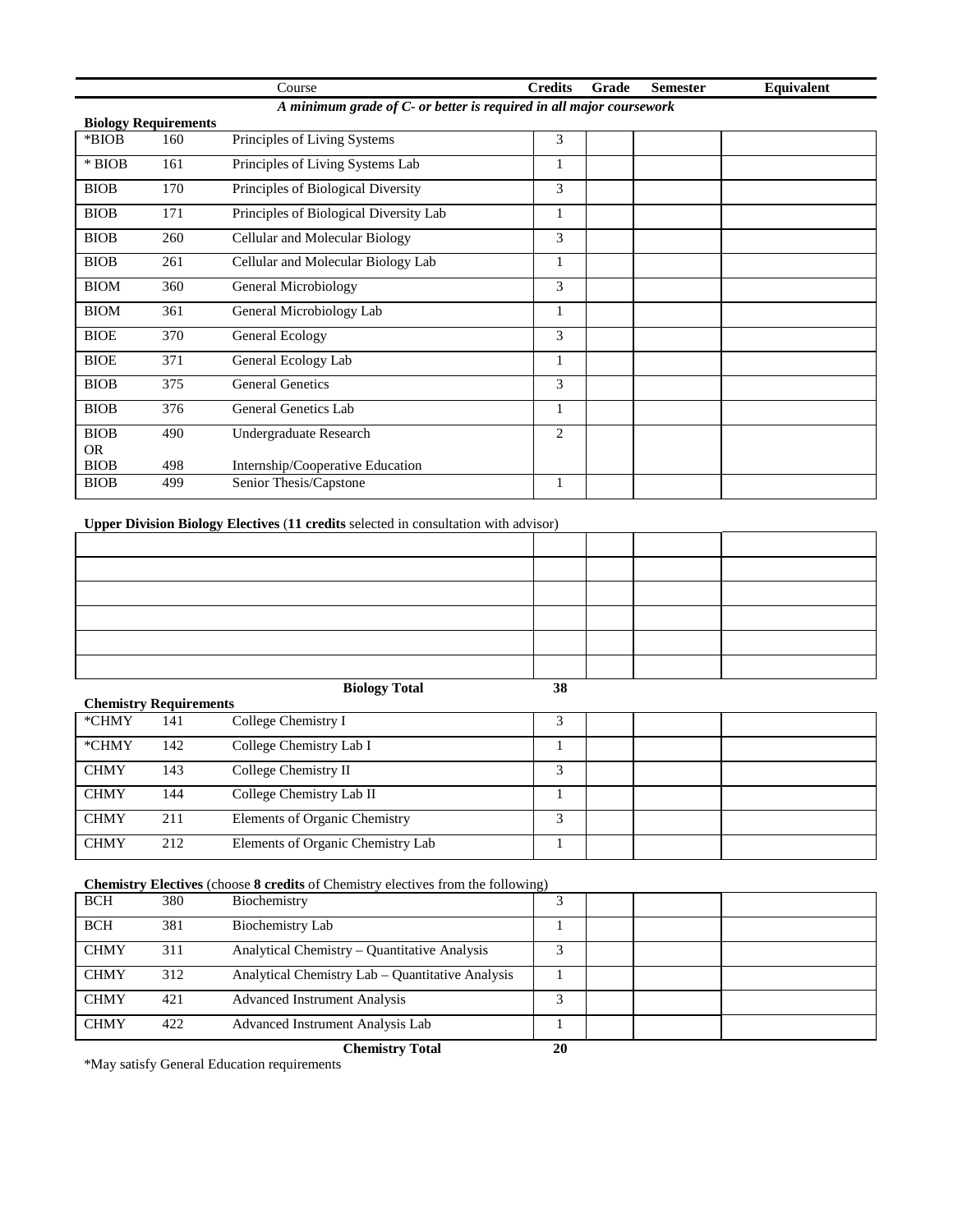| Course | | | Credits | Grade | Semester | Equivalent |
|---|---|---|---|---|---|---|
| | | *A minimum grade of C- or better is required in all major coursework* | | | | |
| **Biology Requirements** | | | | | | |
| *BIOB | 160 | Principles of Living Systems | 3 | | | |
| * BIOB | 161 | Principles of Living Systems Lab | 1 | | | |
| BIOB | 170 | Principles of Biological Diversity | 3 | | | |
| BIOB | 171 | Principles of Biological Diversity Lab | 1 | | | |
| BIOB | 260 | Cellular and Molecular Biology | 3 | | | |
| BIOB | 261 | Cellular and Molecular Biology Lab | 1 | | | |
| BIOM | 360 | General Microbiology | 3 | | | |
| BIOM | 361 | General Microbiology Lab | 1 | | | |
| BIOE | 370 | General Ecology | 3 | | | |
| BIOE | 371 | General Ecology Lab | 1 | | | |
| BIOB | 375 | General Genetics | 3 | | | |
| BIOB | 376 | General Genetics Lab | 1 | | | |
| BIOB OR BIOB | 490 <br> 498 | Undergraduate Research <br> Internship/Cooperative Education | 2 | | | |
| BIOB | 499 | Senior Thesis/Capstone | 1 | | | |

**Upper Division Biology Electives** (**11 credits** selected in consultation with advisor)

| Course | Credits | Grade | Semester | Equivalent |
|---|---|---|---|---|
| | | | | |
| | | | | |
| | | | | |
| | | | | |
| | | | | |
| | | | | |
| **Biology Total** | **38** | | | |

| Course | | | Credits | Grade | Semester | Equivalent |
|---|---|---|---|---|---|---|
| **Chemistry Requirements** | | | | | | |
| *CHMY | 141 | College Chemistry I | 3 | | | |
| *CHMY | 142 | College Chemistry Lab I | 1 | | | |
| CHMY | 143 | College Chemistry II | 3 | | | |
| CHMY | 144 | College Chemistry Lab II | 1 | | | |
| CHMY | 211 | Elements of Organic Chemistry | 3 | | | |
| CHMY | 212 | Elements of Organic Chemistry Lab | 1 | | | |

**Chemistry Electives** (choose **8 credits** of Chemistry electives from the following)

| Course | | | Credits | Grade | Semester | Equivalent |
|---|---|---|---|---|---|---|
| BCH | 380 | Biochemistry | 3 | | | |
| BCH | 381 | Biochemistry Lab | 1 | | | |
| CHMY | 311 | Analytical Chemistry – Quantitative Analysis | 3 | | | |
| CHMY | 312 | Analytical Chemistry Lab – Quantitative Analysis | 1 | | | |
| CHMY | 421 | Advanced Instrument Analysis | 3 | | | |
| CHMY | 422 | Advanced Instrument Analysis Lab | 1 | | | |
| | | **Chemistry Total** | **20** | | | |

*May satisfy General Education requirements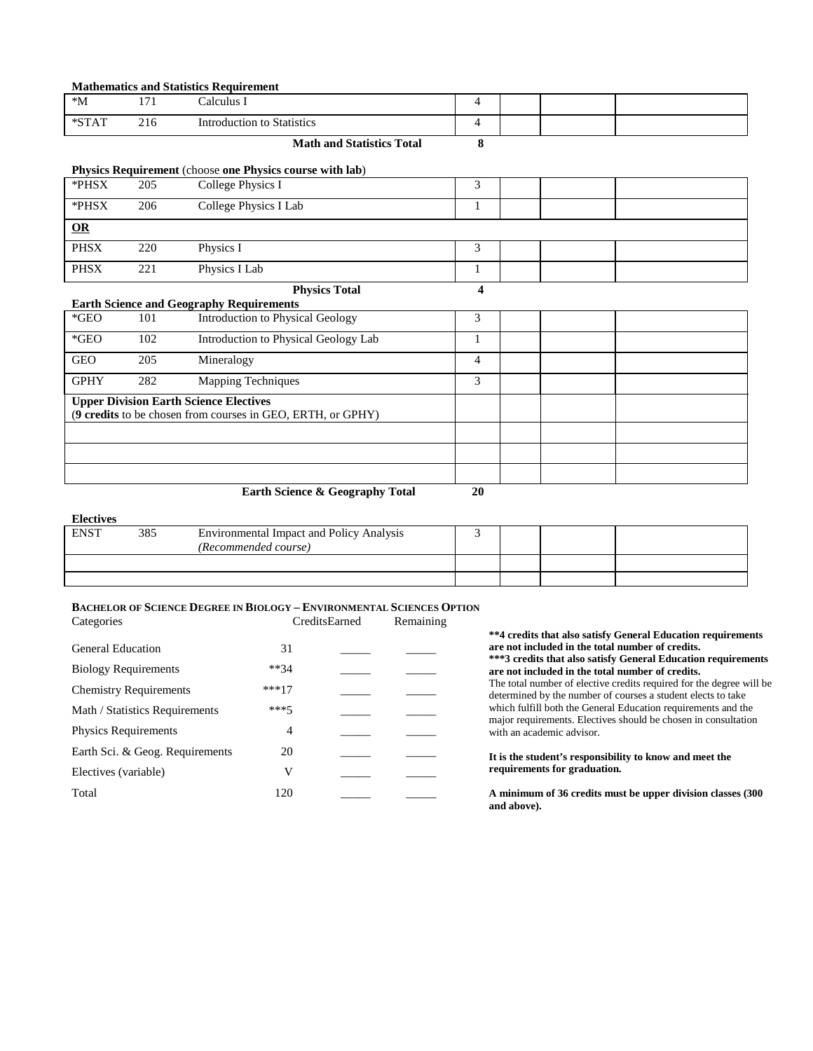**Mathematics and Statistics Requirement**

| | | | | | | |
|---|---|---|---|---|---|---|
| *M | 171 | Calculus I | 4 | | | |
| *STAT | 216 | Introduction to Statistics | 4 | | | |

**Math and Statistics Total** **8**

**Physics Requirement** (choose **one Physics course with lab**)

| | | | | | | |
|---|---|---|---|---|---|---|
| *PHSX | 205 | College Physics I | 3 | | | |
| *PHSX | 206 | College Physics I Lab | 1 | | | |
| **OR** | | | | | | |
| PHSX | 220 | Physics I | 3 | | | |
| PHSX | 221 | Physics I Lab | 1 | | | |

**Physics Total** **4**

**Earth Science and Geography Requirements**

| | | | | | | |
|---|---|---|---|---|---|---|
| *GEO | 101 | Introduction to Physical Geology | 3 | | | |
| *GEO | 102 | Introduction to Physical Geology Lab | 1 | | | |
| GEO | 205 | Mineralogy | 4 | | | |
| GPHY | 282 | Mapping Techniques | 3 | | | |
| **Upper Division Earth Science Electives** (**9 credits** to be chosen from courses in GEO, ERTH, or GPHY) | | | | | | |
| | | | | | | |
| | | | | | | |
| | | | | | | |

**Earth Science & Geography Total** **20**

**Electives**

| | | | | | | |
|---|---|---|---|---|---|---|
| ENST | 385 | Environmental Impact and Policy Analysis *(Recommended course)* | 3 | | | |
| | | | | | | |
| | | | | | | |

**BACHELOR OF SCIENCE DEGREE IN BIOLOGY – ENVIRONMENTAL SCIENCES OPTION**

| Categories | | Credits Earned | Remaining |
|---|---|---|---|
| General Education | 31 | _____ | _____ |
| Biology Requirements | **34 | _____ | _____ |
| Chemistry Requirements | ***17 | _____ | _____ |
| Math / Statistics Requirements | ***5 | _____ | _____ |
| Physics Requirements | 4 | _____ | _____ |
| Earth Sci. & Geog. Requirements | 20 | _____ | _____ |
| Electives (variable) | V | _____ | _____ |
| Total | 120 | _____ | _____ |

**\*\*4 credits that also satisfy General Education requirements are not included in the total number of credits.**
**\*\*\*3 credits that also satisfy General Education requirements are not included in the total number of credits.**
The total number of elective credits required for the degree will be determined by the number of courses a student elects to take which fulfill both the General Education requirements and the major requirements. Electives should be chosen in consultation with an academic advisor.

**It is the student's responsibility to know and meet the requirements for graduation.**

**A minimum of 36 credits must be upper division classes (300 and above).**